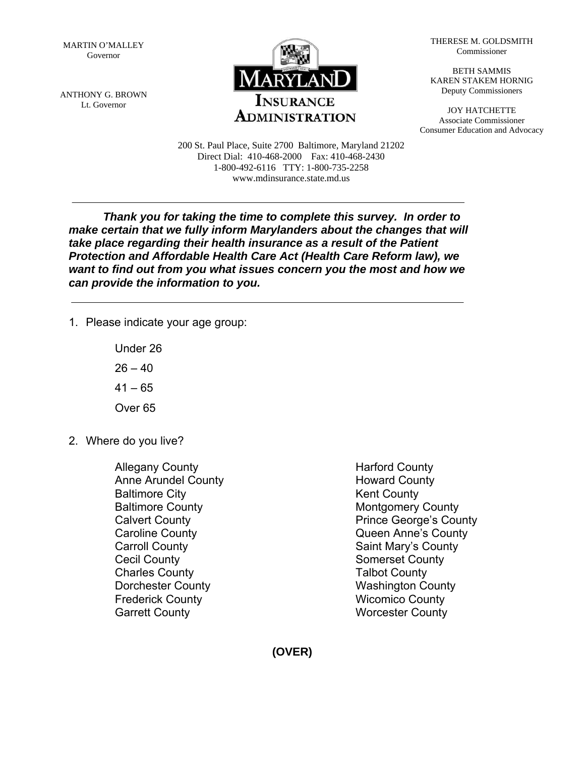MARTIN O'MALLEY
Governor

ANTHONY G. BROWN
Lt. Governor

MARYLAND
INSURANCE
ADMINISTRATION

THERESE M. GOLDSMITH
Commissioner

BETH SAMMIS
KAREN STAKEM HORNIG
Deputy Commissioners

JOY HATCHETTE
Associate Commissioner
Consumer Education and Advocacy

200 St. Paul Place, Suite 2700 Baltimore, Maryland 21202
Direct Dial: 410-468-2000 Fax: 410-468-2430
1-800-492-6116 TTY: 1-800-735-2258
www.mdinsurance.state.md.us

---

***Thank you for taking the time to complete this survey. In order to make certain that we fully inform Marylanders about the changes that will take place regarding their health insurance as a result of the Patient Protection and Affordable Health Care Act (Health Care Reform law), we want to find out from you what issues concern you the most and how we can provide the information to you.***

---

1. Please indicate your age group:

   Under 26

   26 – 40

   41 – 65

   Over 65

2. Where do you live?

   Allegany County
   Anne Arundel County
   Baltimore City
   Baltimore County
   Calvert County
   Caroline County
   Carroll County
   Cecil County
   Charles County
   Dorchester County
   Frederick County
   Garrett County
   Harford County
   Howard County
   Kent County
   Montgomery County
   Prince George's County
   Queen Anne's County
   Saint Mary's County
   Somerset County
   Talbot County
   Washington County
   Wicomico County
   Worcester County

**(OVER)**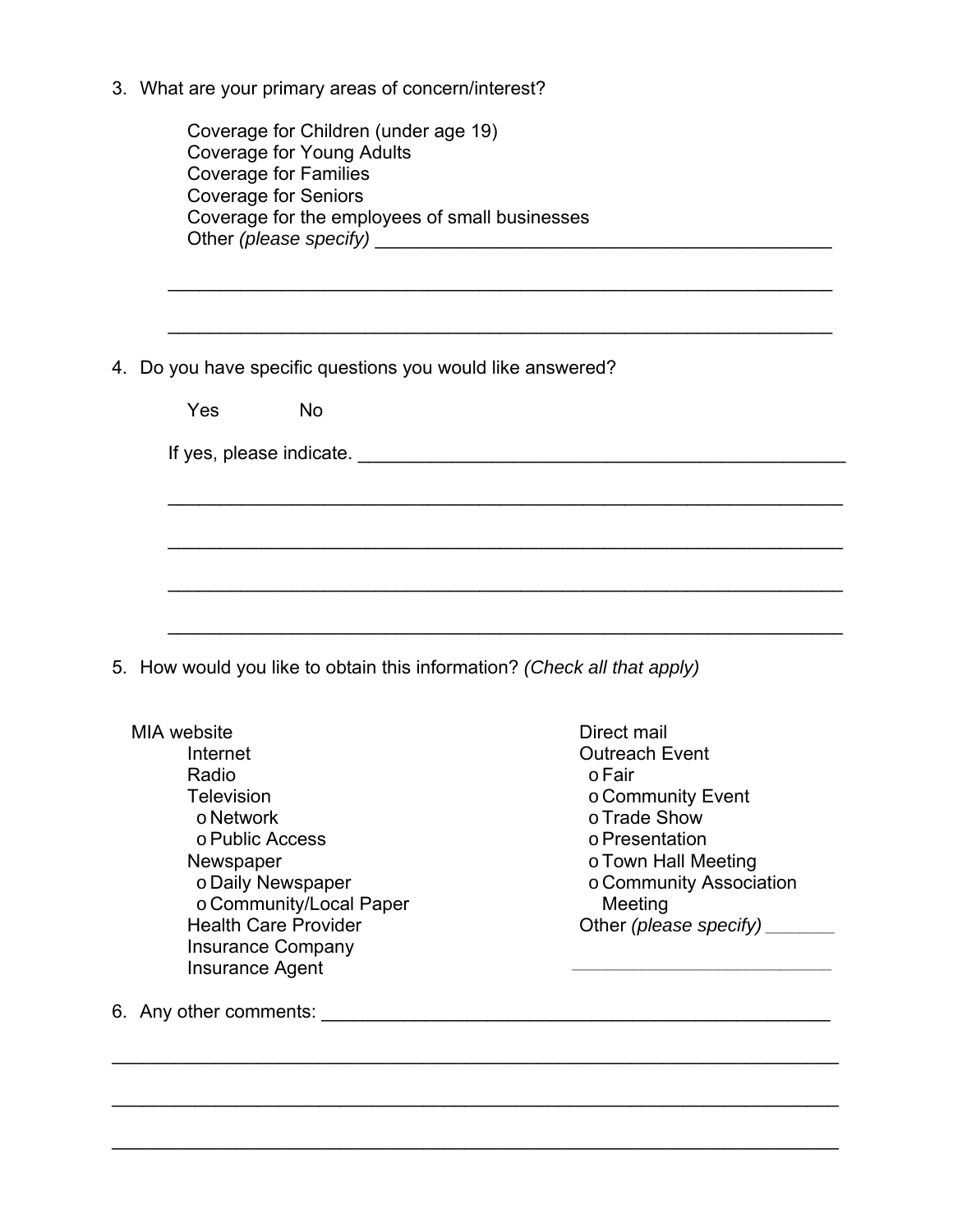3. What are your primary areas of concern/interest?

   Coverage for Children (under age 19)
   Coverage for Young Adults
   Coverage for Families
   Coverage for Seniors
   Coverage for the employees of small businesses
   Other *(please specify)* ____________________________________________

   ________________________________________________________________

   ________________________________________________________________

4. Do you have specific questions you would like answered?

   Yes   No

   If yes, please indicate. ______________________________________________

   ________________________________________________________________

   ________________________________________________________________

   ________________________________________________________________

   ________________________________________________________________

5. How would you like to obtain this information? *(Check all that apply)*

MIA website
- Internet
- Radio
- Television
  - o Network
  - o Public Access
- Newspaper
  - o Daily Newspaper
  - o Community/Local Paper
- Health Care Provider
- Insurance Company
- Insurance Agent

Direct mail
Outreach Event
- o Fair
- o Community Event
- o Trade Show
- o Presentation
- o Town Hall Meeting
- o Community Association Meeting

Other *(please specify)* _______

_________________________

6. Any other comments: ______________________________________________

____________________________________________________________________

____________________________________________________________________

____________________________________________________________________